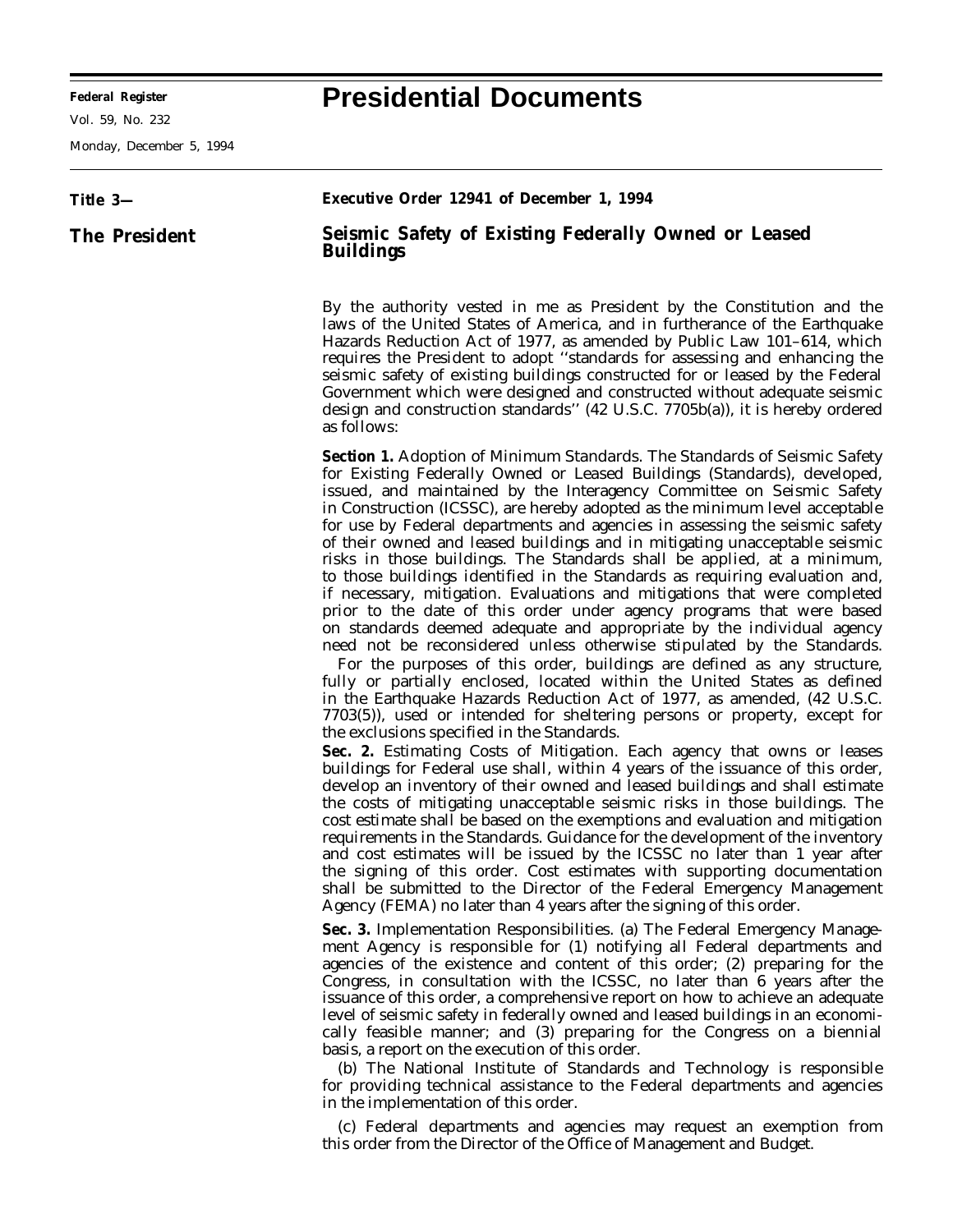**Federal Register**

Vol. 59, No. 232

Monday, December 5, 1994

# Presidential Documents

**Title 3—**

**The President**

## Executive Order 12941 of December 1, 1994

## Seismic Safety of Existing Federally Owned or Leased Buildings

By the authority vested in me as President by the Constitution and the laws of the United States of America, and in furtherance of the Earthquake Hazards Reduction Act of 1977, as amended by Public Law 101–614, which requires the President to adopt ''standards for assessing and enhancing the seismic safety of existing buildings constructed for or leased by the Federal Government which were designed and constructed without adequate seismic design and construction standards'' (42 U.S.C. 7705b(a)), it is hereby ordered as follows:

**Section 1.** Adoption of Minimum Standards. The Standards of Seismic Safety for Existing Federally Owned or Leased Buildings (Standards), developed, issued, and maintained by the Interagency Committee on Seismic Safety in Construction (ICSSC), are hereby adopted as the minimum level acceptable for use by Federal departments and agencies in assessing the seismic safety of their owned and leased buildings and in mitigating unacceptable seismic risks in those buildings. The Standards shall be applied, at a minimum, to those buildings identified in the Standards as requiring evaluation and, if necessary, mitigation. Evaluations and mitigations that were completed prior to the date of this order under agency programs that were based on standards deemed adequate and appropriate by the individual agency need not be reconsidered unless otherwise stipulated by the Standards.

For the purposes of this order, buildings are defined as any structure, fully or partially enclosed, located within the United States as defined in the Earthquake Hazards Reduction Act of 1977, as amended, (42 U.S.C. 7703(5)), used or intended for sheltering persons or property, except for the exclusions specified in the Standards.

**Sec. 2.** Estimating Costs of Mitigation. Each agency that owns or leases buildings for Federal use shall, within 4 years of the issuance of this order, develop an inventory of their owned and leased buildings and shall estimate the costs of mitigating unacceptable seismic risks in those buildings. The cost estimate shall be based on the exemptions and evaluation and mitigation requirements in the Standards. Guidance for the development of the inventory and cost estimates will be issued by the ICSSC no later than 1 year after the signing of this order. Cost estimates with supporting documentation shall be submitted to the Director of the Federal Emergency Management Agency (FEMA) no later than 4 years after the signing of this order.

**Sec. 3.** Implementation Responsibilities. (a) The Federal Emergency Management Agency is responsible for (1) notifying all Federal departments and agencies of the existence and content of this order; (2) preparing for the Congress, in consultation with the ICSSC, no later than 6 years after the issuance of this order, a comprehensive report on how to achieve an adequate level of seismic safety in federally owned and leased buildings in an economically feasible manner; and (3) preparing for the Congress on a biennial basis, a report on the execution of this order.

(b) The National Institute of Standards and Technology is responsible for providing technical assistance to the Federal departments and agencies in the implementation of this order.

(c) Federal departments and agencies may request an exemption from this order from the Director of the Office of Management and Budget.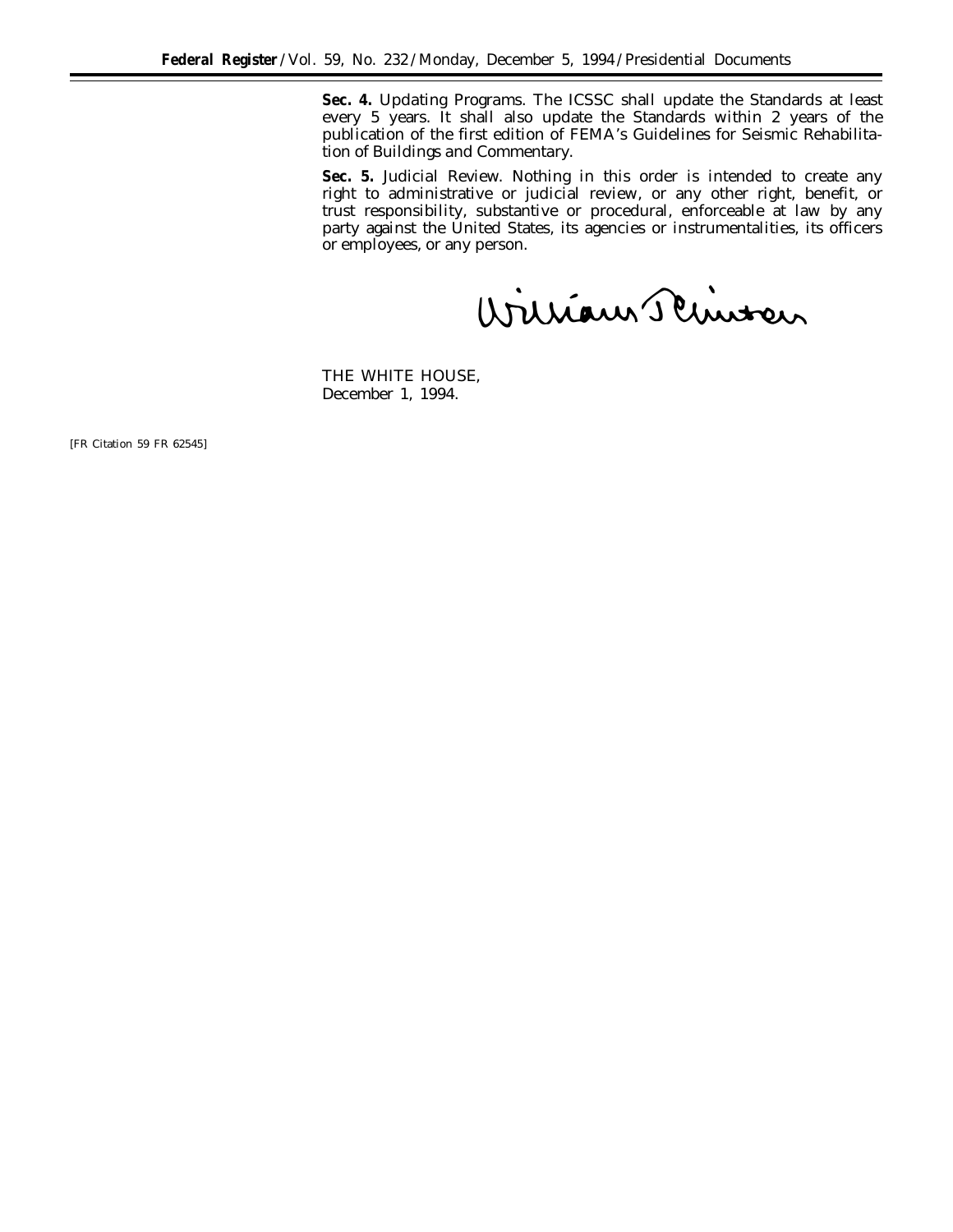**Sec. 4.** *Updating Programs.* The ICSSC shall update the Standards at least every 5 years. It shall also update the Standards within 2 years of the publication of the first edition of FEMA's Guidelines for Seismic Rehabilitation of Buildings and Commentary.

**Sec. 5.** *Judicial Review.* Nothing in this order is intended to create any right to administrative or judicial review, or any other right, benefit, or trust responsibility, substantive or procedural, enforceable at law by any party against the United States, its agencies or instrumentalities, its officers or employees, or any person.

William J. Clinton

THE WHITE HOUSE,
*December 1, 1994.*

[FR Citation 59 FR 62545]